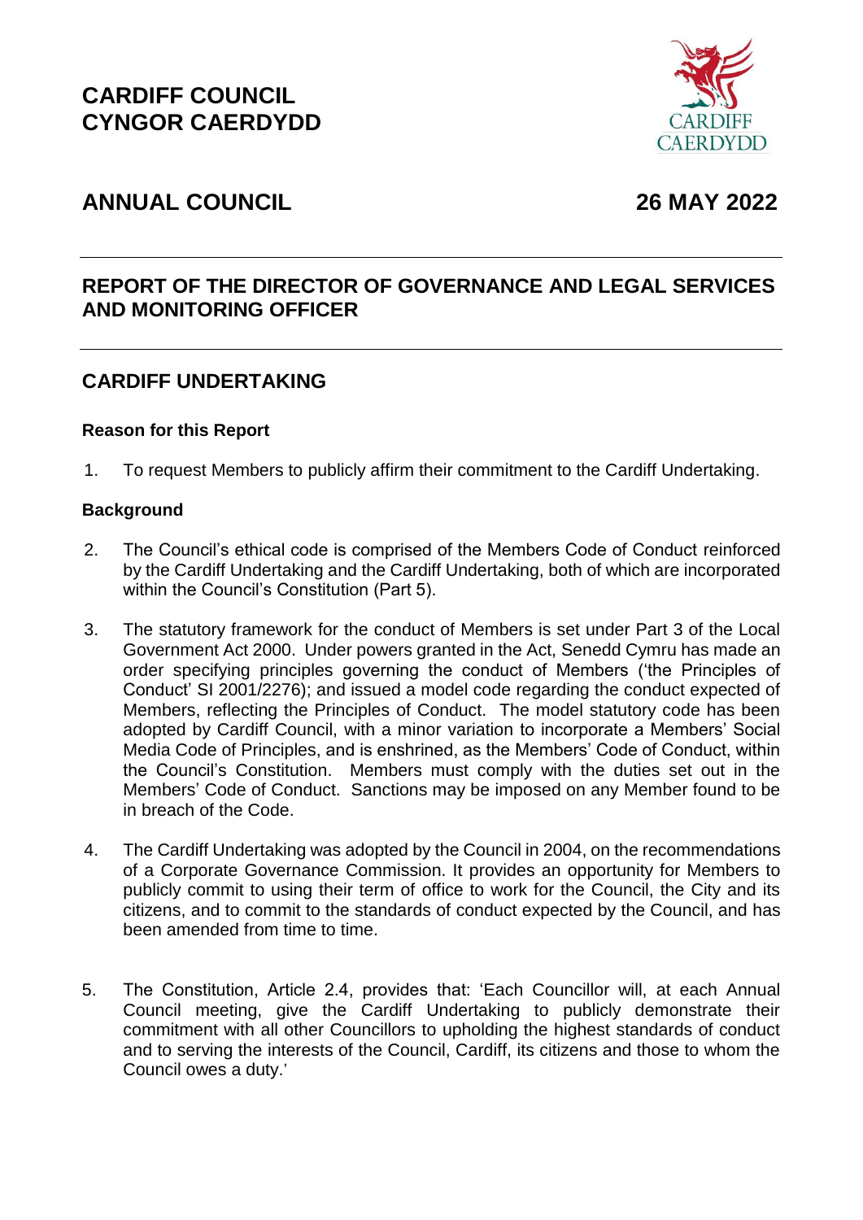**CARDIFF COUNCIL**
**CYNGOR CAERDYDD**

## ANNUAL COUNCIL **26 MAY 2022**

## REPORT OF THE DIRECTOR OF GOVERNANCE AND LEGAL SERVICES AND MONITORING OFFICER

## CARDIFF UNDERTAKING

### Reason for this Report

1. To request Members to publicly affirm their commitment to the Cardiff Undertaking.

### Background

2. The Council's ethical code is comprised of the Members Code of Conduct reinforced by the Cardiff Undertaking and the Cardiff Undertaking, both of which are incorporated within the Council's Constitution (Part 5).

3. The statutory framework for the conduct of Members is set under Part 3 of the Local Government Act 2000. Under powers granted in the Act, Senedd Cymru has made an order specifying principles governing the conduct of Members ('the Principles of Conduct' SI 2001/2276); and issued a model code regarding the conduct expected of Members, reflecting the Principles of Conduct. The model statutory code has been adopted by Cardiff Council, with a minor variation to incorporate a Members' Social Media Code of Principles, and is enshrined, as the Members' Code of Conduct, within the Council's Constitution. Members must comply with the duties set out in the Members' Code of Conduct. Sanctions may be imposed on any Member found to be in breach of the Code.

4. The Cardiff Undertaking was adopted by the Council in 2004, on the recommendations of a Corporate Governance Commission. It provides an opportunity for Members to publicly commit to using their term of office to work for the Council, the City and its citizens, and to commit to the standards of conduct expected by the Council, and has been amended from time to time.

5. The Constitution, Article 2.4, provides that: 'Each Councillor will, at each Annual Council meeting, give the Cardiff Undertaking to publicly demonstrate their commitment with all other Councillors to upholding the highest standards of conduct and to serving the interests of the Council, Cardiff, its citizens and those to whom the Council owes a duty.'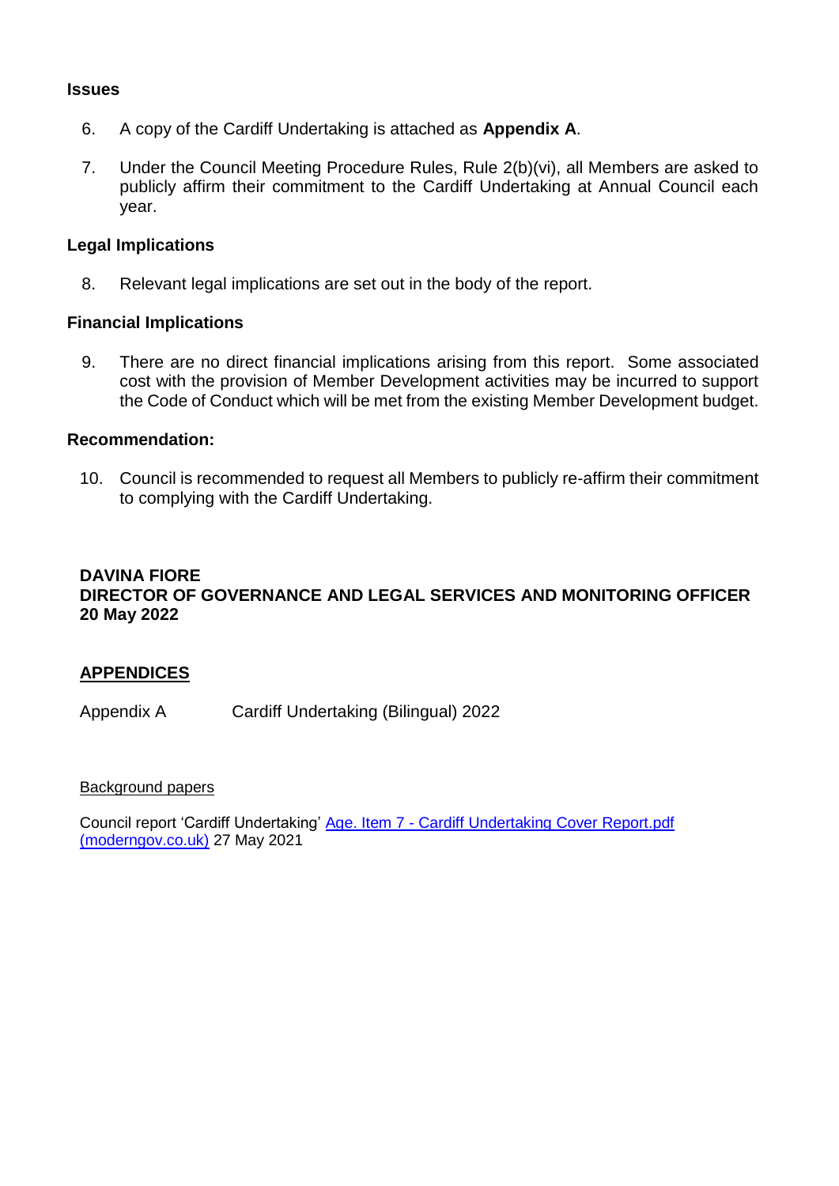**Issues**

6. A copy of the Cardiff Undertaking is attached as **Appendix A**.

7. Under the Council Meeting Procedure Rules, Rule 2(b)(vi), all Members are asked to publicly affirm their commitment to the Cardiff Undertaking at Annual Council each year.

**Legal Implications**

8. Relevant legal implications are set out in the body of the report.

**Financial Implications**

9. There are no direct financial implications arising from this report. Some associated cost with the provision of Member Development activities may be incurred to support the Code of Conduct which will be met from the existing Member Development budget.

**Recommendation:**

10. Council is recommended to request all Members to publicly re-affirm their commitment to complying with the Cardiff Undertaking.

**DAVINA FIORE**
**DIRECTOR OF GOVERNANCE AND LEGAL SERVICES AND MONITORING OFFICER**
**20 May 2022**

**APPENDICES**

Appendix A    Cardiff Undertaking (Bilingual) 2022

Background papers

Council report 'Cardiff Undertaking' Age. Item 7 - Cardiff Undertaking Cover Report.pdf (moderngov.co.uk) 27 May 2021